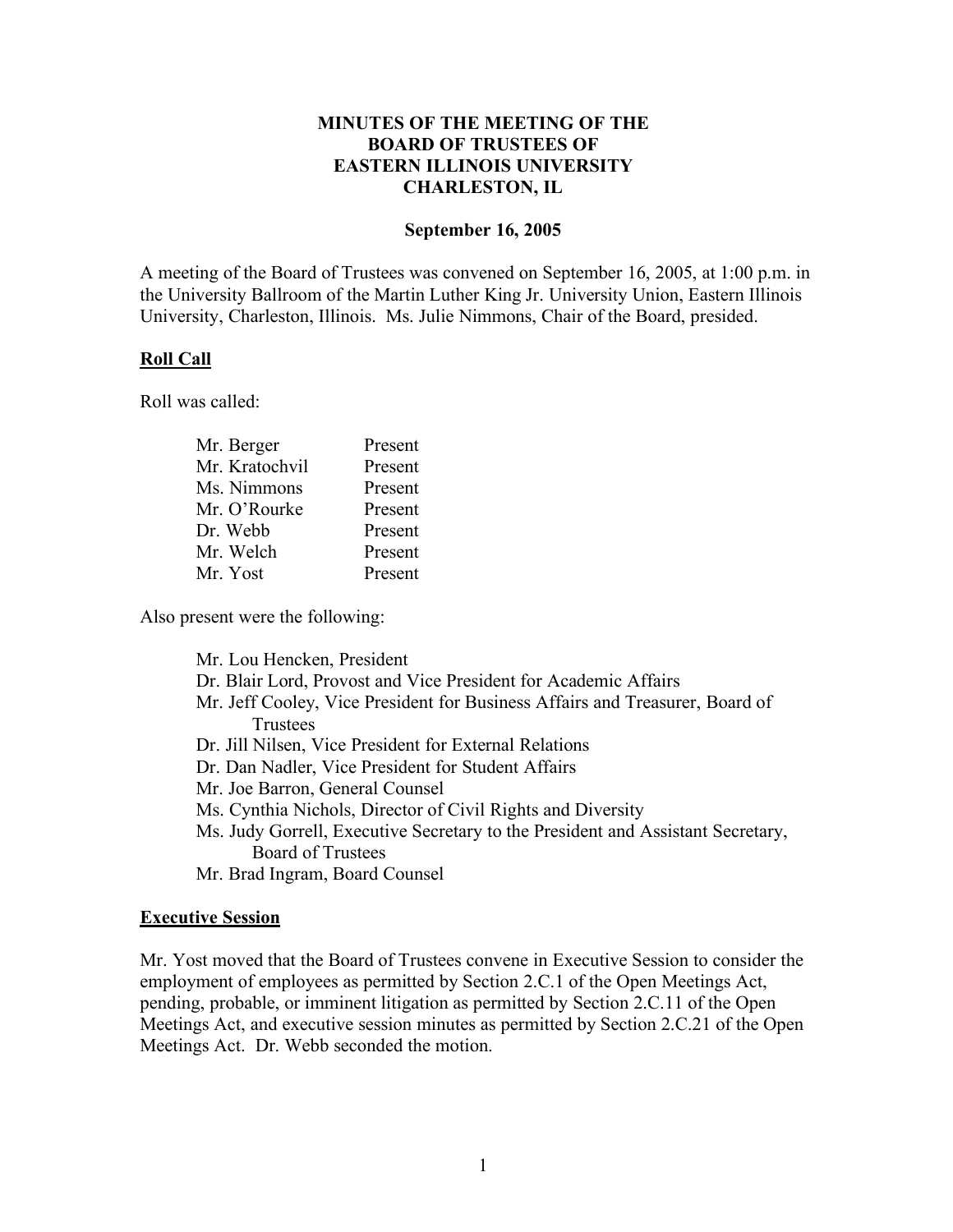# MINUTES OF THE MEETING OF THE BOARD OF TRUSTEES OF EASTERN ILLINOIS UNIVERSITY CHARLESTON, IL

**September 16, 2005**

A meeting of the Board of Trustees was convened on September 16, 2005, at 1:00 p.m. in the University Ballroom of the Martin Luther King Jr. University Union, Eastern Illinois University, Charleston, Illinois. Ms. Julie Nimmons, Chair of the Board, presided.

## Roll Call

Roll was called:

| | |
|---|---|
| Mr. Berger | Present |
| Mr. Kratochvil | Present |
| Ms. Nimmons | Present |
| Mr. O'Rourke | Present |
| Dr. Webb | Present |
| Mr. Welch | Present |
| Mr. Yost | Present |

Also present were the following:

- Mr. Lou Hencken, President
- Dr. Blair Lord, Provost and Vice President for Academic Affairs
- Mr. Jeff Cooley, Vice President for Business Affairs and Treasurer, Board of Trustees
- Dr. Jill Nilsen, Vice President for External Relations
- Dr. Dan Nadler, Vice President for Student Affairs
- Mr. Joe Barron, General Counsel
- Ms. Cynthia Nichols, Director of Civil Rights and Diversity
- Ms. Judy Gorrell, Executive Secretary to the President and Assistant Secretary, Board of Trustees
- Mr. Brad Ingram, Board Counsel

## Executive Session

Mr. Yost moved that the Board of Trustees convene in Executive Session to consider the employment of employees as permitted by Section 2.C.1 of the Open Meetings Act, pending, probable, or imminent litigation as permitted by Section 2.C.11 of the Open Meetings Act, and executive session minutes as permitted by Section 2.C.21 of the Open Meetings Act. Dr. Webb seconded the motion.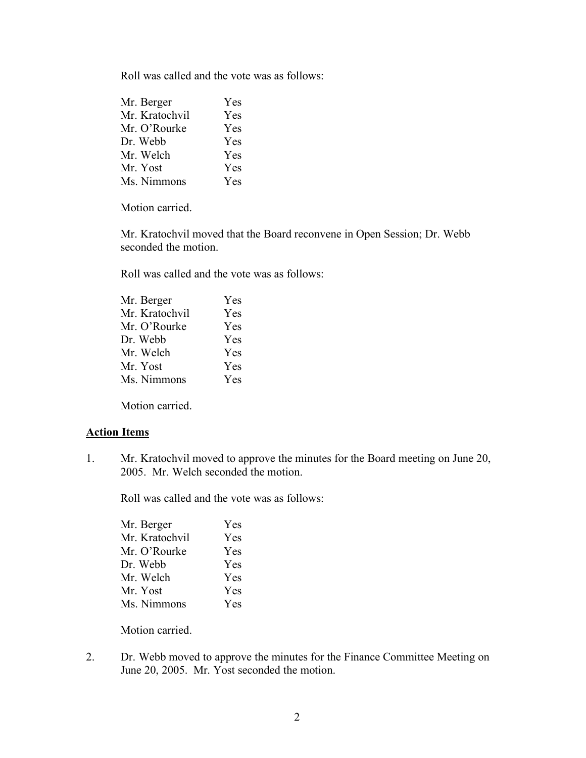Roll was called and the vote was as follows:

| | |
|---|---|
| Mr. Berger | Yes |
| Mr. Kratochvil | Yes |
| Mr. O'Rourke | Yes |
| Dr. Webb | Yes |
| Mr. Welch | Yes |
| Mr. Yost | Yes |
| Ms. Nimmons | Yes |

Motion carried.

Mr. Kratochvil moved that the Board reconvene in Open Session; Dr. Webb seconded the motion.

Roll was called and the vote was as follows:

| | |
|---|---|
| Mr. Berger | Yes |
| Mr. Kratochvil | Yes |
| Mr. O'Rourke | Yes |
| Dr. Webb | Yes |
| Mr. Welch | Yes |
| Mr. Yost | Yes |
| Ms. Nimmons | Yes |

Motion carried.

## Action Items

1. Mr. Kratochvil moved to approve the minutes for the Board meeting on June 20, 2005. Mr. Welch seconded the motion.

   Roll was called and the vote was as follows:

   | | |
   |---|---|
   | Mr. Berger | Yes |
   | Mr. Kratochvil | Yes |
   | Mr. O'Rourke | Yes |
   | Dr. Webb | Yes |
   | Mr. Welch | Yes |
   | Mr. Yost | Yes |
   | Ms. Nimmons | Yes |

   Motion carried.

2. Dr. Webb moved to approve the minutes for the Finance Committee Meeting on June 20, 2005. Mr. Yost seconded the motion.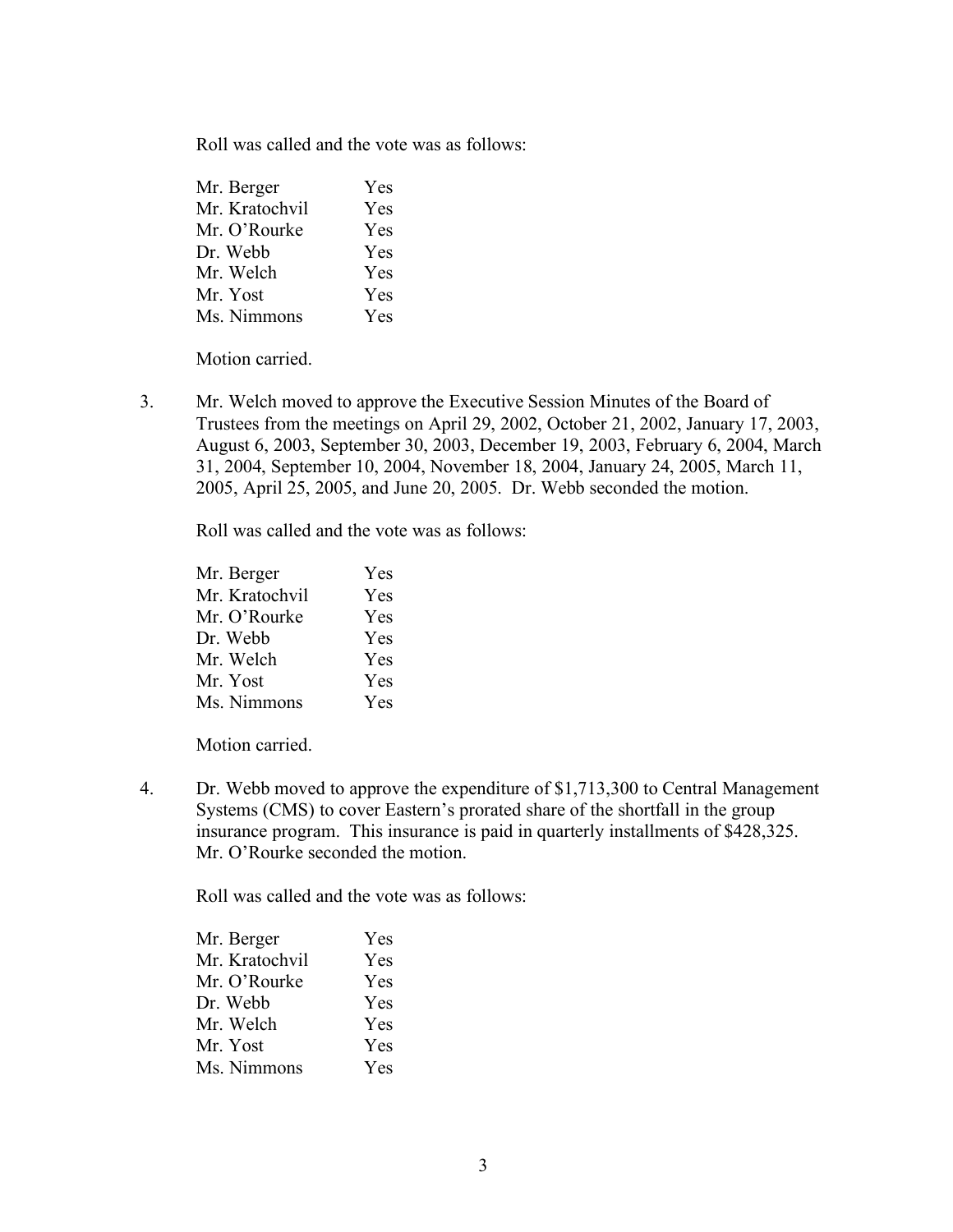Roll was called and the vote was as follows:

| | |
|---|---|
| Mr. Berger | Yes |
| Mr. Kratochvil | Yes |
| Mr. O'Rourke | Yes |
| Dr. Webb | Yes |
| Mr. Welch | Yes |
| Mr. Yost | Yes |
| Ms. Nimmons | Yes |

Motion carried.

3. Mr. Welch moved to approve the Executive Session Minutes of the Board of Trustees from the meetings on April 29, 2002, October 21, 2002, January 17, 2003, August 6, 2003, September 30, 2003, December 19, 2003, February 6, 2004, March 31, 2004, September 10, 2004, November 18, 2004, January 24, 2005, March 11, 2005, April 25, 2005, and June 20, 2005. Dr. Webb seconded the motion.

   Roll was called and the vote was as follows:

   | | |
   |---|---|
   | Mr. Berger | Yes |
   | Mr. Kratochvil | Yes |
   | Mr. O'Rourke | Yes |
   | Dr. Webb | Yes |
   | Mr. Welch | Yes |
   | Mr. Yost | Yes |
   | Ms. Nimmons | Yes |

   Motion carried.

4. Dr. Webb moved to approve the expenditure of $1,713,300 to Central Management Systems (CMS) to cover Eastern's prorated share of the shortfall in the group insurance program. This insurance is paid in quarterly installments of $428,325. Mr. O'Rourke seconded the motion.

   Roll was called and the vote was as follows:

   | | |
   |---|---|
   | Mr. Berger | Yes |
   | Mr. Kratochvil | Yes |
   | Mr. O'Rourke | Yes |
   | Dr. Webb | Yes |
   | Mr. Welch | Yes |
   | Mr. Yost | Yes |
   | Ms. Nimmons | Yes |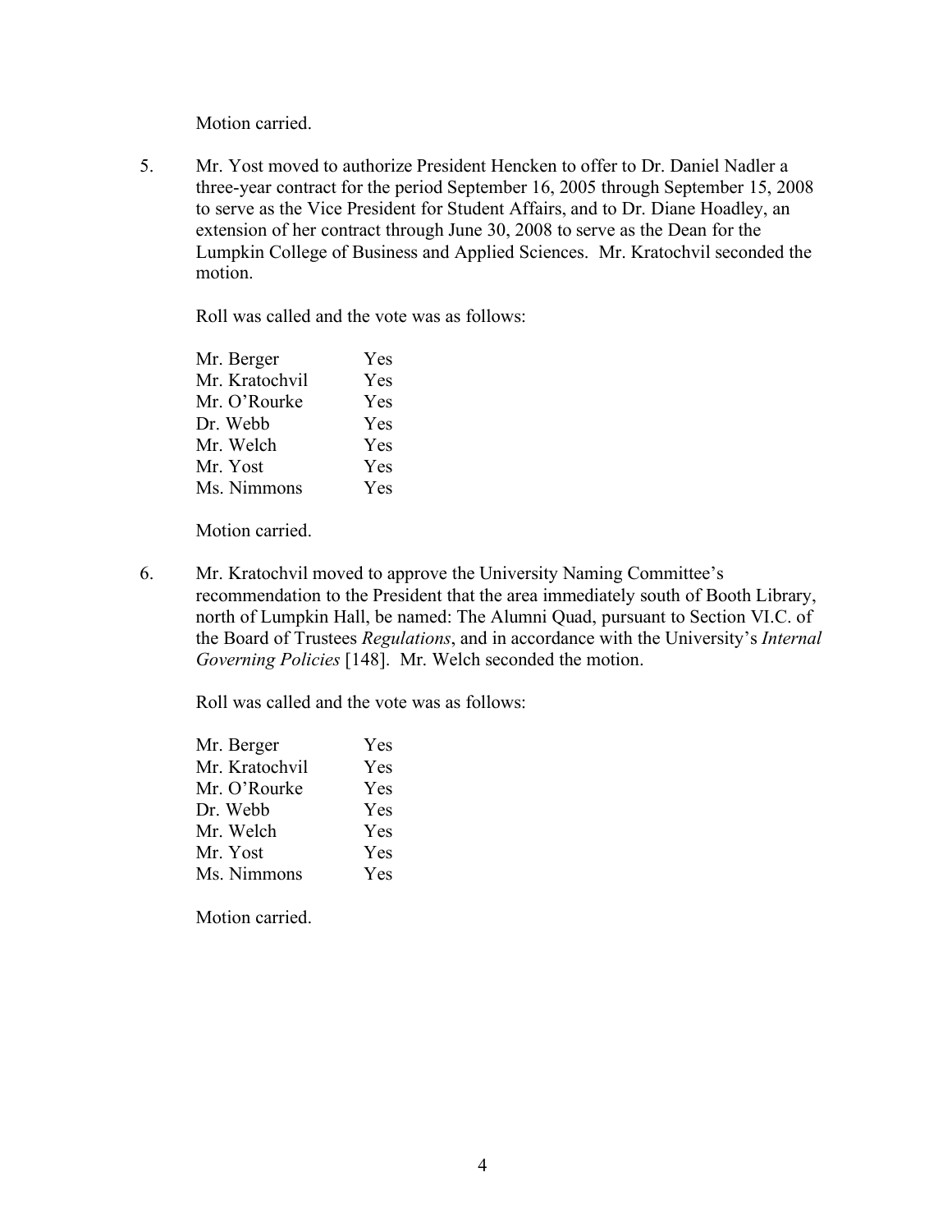Motion carried.

5. Mr. Yost moved to authorize President Hencken to offer to Dr. Daniel Nadler a three-year contract for the period September 16, 2005 through September 15, 2008 to serve as the Vice President for Student Affairs, and to Dr. Diane Hoadley, an extension of her contract through June 30, 2008 to serve as the Dean for the Lumpkin College of Business and Applied Sciences. Mr. Kratochvil seconded the motion.

   Roll was called and the vote was as follows:

   | | |
   |---|---|
   | Mr. Berger | Yes |
   | Mr. Kratochvil | Yes |
   | Mr. O'Rourke | Yes |
   | Dr. Webb | Yes |
   | Mr. Welch | Yes |
   | Mr. Yost | Yes |
   | Ms. Nimmons | Yes |

   Motion carried.

6. Mr. Kratochvil moved to approve the University Naming Committee's recommendation to the President that the area immediately south of Booth Library, north of Lumpkin Hall, be named: The Alumni Quad, pursuant to Section VI.C. of the Board of Trustees *Regulations*, and in accordance with the University's *Internal Governing Policies* [148]. Mr. Welch seconded the motion.

   Roll was called and the vote was as follows:

   | | |
   |---|---|
   | Mr. Berger | Yes |
   | Mr. Kratochvil | Yes |
   | Mr. O'Rourke | Yes |
   | Dr. Webb | Yes |
   | Mr. Welch | Yes |
   | Mr. Yost | Yes |
   | Ms. Nimmons | Yes |

   Motion carried.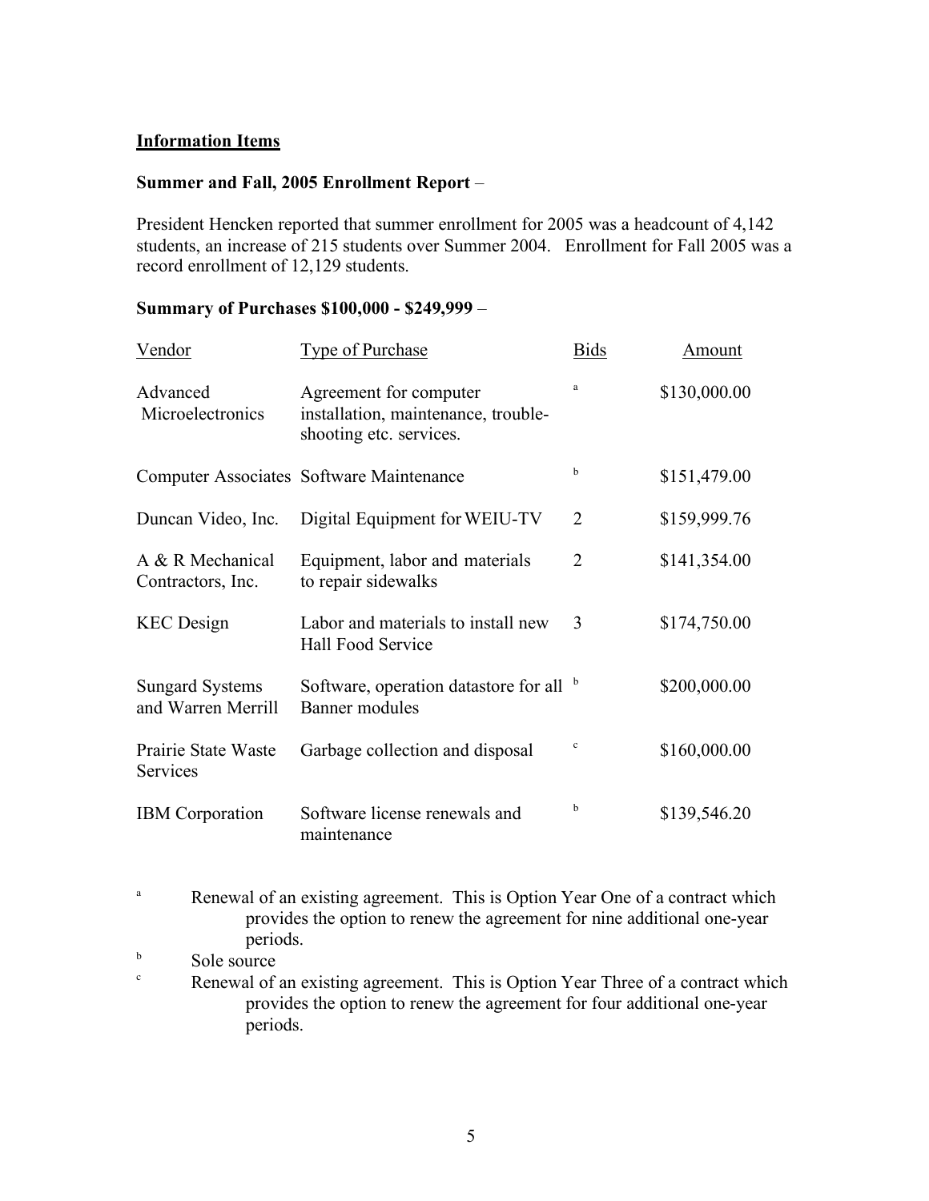## Information Items

### Summer and Fall, 2005 Enrollment Report –

President Hencken reported that summer enrollment for 2005 was a headcount of 4,142 students, an increase of 215 students over Summer 2004. Enrollment for Fall 2005 was a record enrollment of 12,129 students.

### Summary of Purchases $100,000 - $249,999 –

| Vendor | Type of Purchase | Bids | Amount |
|---|---|---|---|
| Advanced Microelectronics | Agreement for computer installation, maintenance, trouble-shooting etc. services. | [a] | $130,000.00 |
| Computer Associates | Software Maintenance | [b] | $151,479.00 |
| Duncan Video, Inc. | Digital Equipment for WEIU-TV | 2 | $159,999.76 |
| A & R Mechanical Contractors, Inc. | Equipment, labor and materials to repair sidewalks | 2 | $141,354.00 |
| KEC Design | Labor and materials to install new Hall Food Service | 3 | $174,750.00 |
| Sungard Systems and Warren Merrill | Software, operation datastore for all Banner modules | [b] | $200,000.00 |
| Prairie State Waste Services | Garbage collection and disposal | [c] | $160,000.00 |
| IBM Corporation | Software license renewals and maintenance | [b] | $139,546.20 |

[a] Renewal of an existing agreement. This is Option Year One of a contract which provides the option to renew the agreement for nine additional one-year periods.

[b] Sole source

[c] Renewal of an existing agreement. This is Option Year Three of a contract which provides the option to renew the agreement for four additional one-year periods.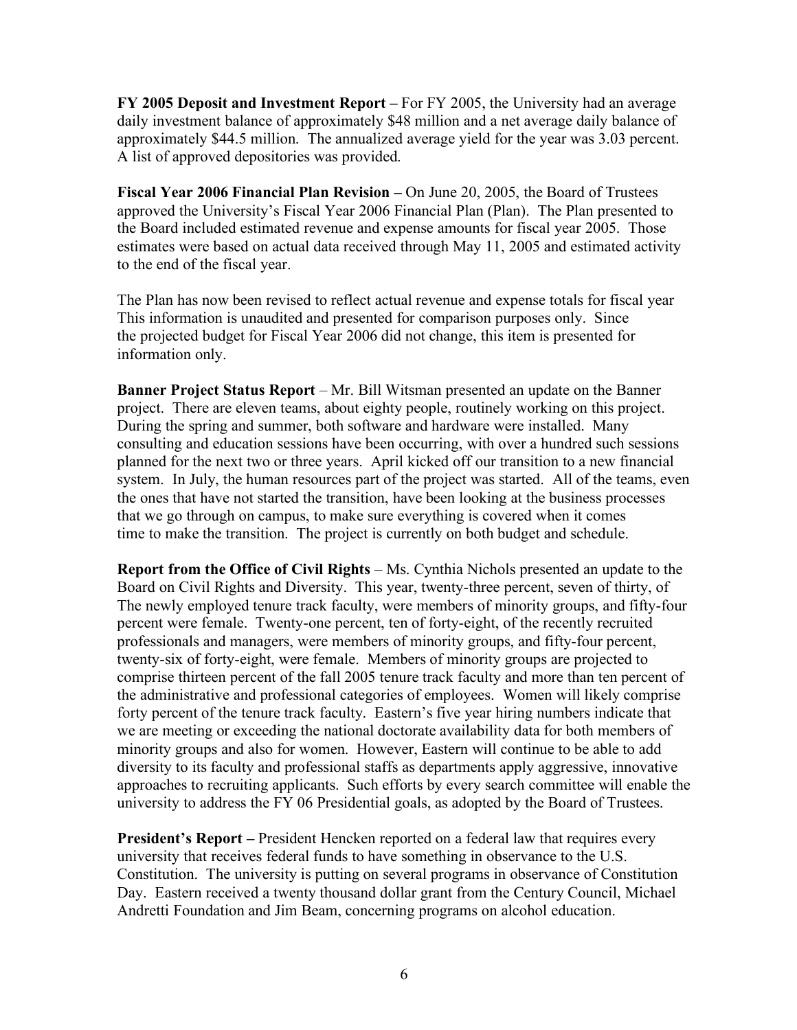**FY 2005 Deposit and Investment Report –** For FY 2005, the University had an average daily investment balance of approximately $48 million and a net average daily balance of approximately $44.5 million. The annualized average yield for the year was 3.03 percent. A list of approved depositories was provided.

**Fiscal Year 2006 Financial Plan Revision –** On June 20, 2005, the Board of Trustees approved the University's Fiscal Year 2006 Financial Plan (Plan). The Plan presented to the Board included estimated revenue and expense amounts for fiscal year 2005. Those estimates were based on actual data received through May 11, 2005 and estimated activity to the end of the fiscal year.

The Plan has now been revised to reflect actual revenue and expense totals for fiscal year This information is unaudited and presented for comparison purposes only. Since the projected budget for Fiscal Year 2006 did not change, this item is presented for information only.

**Banner Project Status Report** – Mr. Bill Witsman presented an update on the Banner project. There are eleven teams, about eighty people, routinely working on this project. During the spring and summer, both software and hardware were installed. Many consulting and education sessions have been occurring, with over a hundred such sessions planned for the next two or three years. April kicked off our transition to a new financial system. In July, the human resources part of the project was started. All of the teams, even the ones that have not started the transition, have been looking at the business processes that we go through on campus, to make sure everything is covered when it comes time to make the transition. The project is currently on both budget and schedule.

**Report from the Office of Civil Rights** – Ms. Cynthia Nichols presented an update to the Board on Civil Rights and Diversity. This year, twenty-three percent, seven of thirty, of The newly employed tenure track faculty, were members of minority groups, and fifty-four percent were female. Twenty-one percent, ten of forty-eight, of the recently recruited professionals and managers, were members of minority groups, and fifty-four percent, twenty-six of forty-eight, were female. Members of minority groups are projected to comprise thirteen percent of the fall 2005 tenure track faculty and more than ten percent of the administrative and professional categories of employees. Women will likely comprise forty percent of the tenure track faculty. Eastern's five year hiring numbers indicate that we are meeting or exceeding the national doctorate availability data for both members of minority groups and also for women. However, Eastern will continue to be able to add diversity to its faculty and professional staffs as departments apply aggressive, innovative approaches to recruiting applicants. Such efforts by every search committee will enable the university to address the FY 06 Presidential goals, as adopted by the Board of Trustees.

**President's Report –** President Hencken reported on a federal law that requires every university that receives federal funds to have something in observance to the U.S. Constitution. The university is putting on several programs in observance of Constitution Day. Eastern received a twenty thousand dollar grant from the Century Council, Michael Andretti Foundation and Jim Beam, concerning programs on alcohol education.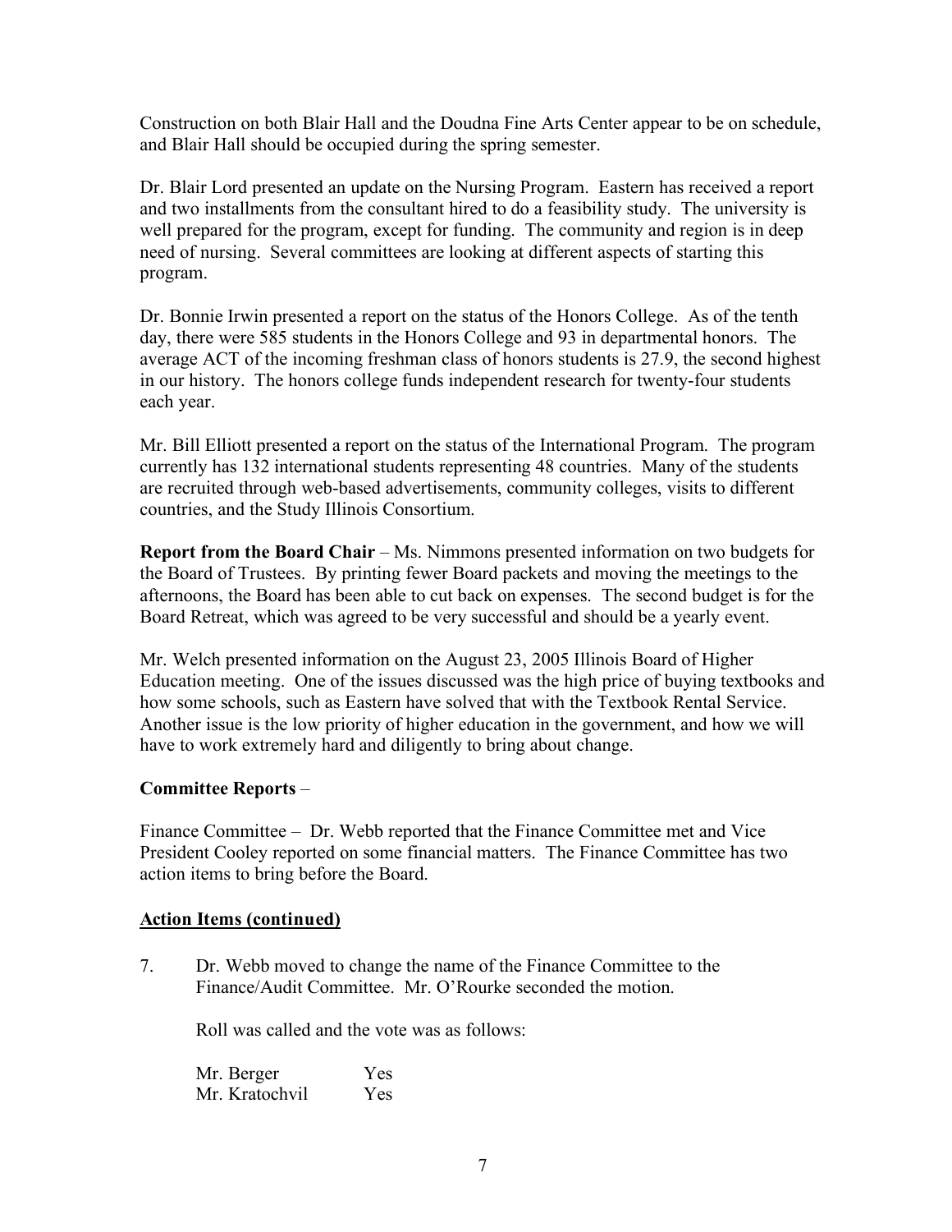Construction on both Blair Hall and the Doudna Fine Arts Center appear to be on schedule, and Blair Hall should be occupied during the spring semester.

Dr. Blair Lord presented an update on the Nursing Program. Eastern has received a report and two installments from the consultant hired to do a feasibility study. The university is well prepared for the program, except for funding. The community and region is in deep need of nursing. Several committees are looking at different aspects of starting this program.

Dr. Bonnie Irwin presented a report on the status of the Honors College. As of the tenth day, there were 585 students in the Honors College and 93 in departmental honors. The average ACT of the incoming freshman class of honors students is 27.9, the second highest in our history. The honors college funds independent research for twenty-four students each year.

Mr. Bill Elliott presented a report on the status of the International Program. The program currently has 132 international students representing 48 countries. Many of the students are recruited through web-based advertisements, community colleges, visits to different countries, and the Study Illinois Consortium.

**Report from the Board Chair** – Ms. Nimmons presented information on two budgets for the Board of Trustees. By printing fewer Board packets and moving the meetings to the afternoons, the Board has been able to cut back on expenses. The second budget is for the Board Retreat, which was agreed to be very successful and should be a yearly event.

Mr. Welch presented information on the August 23, 2005 Illinois Board of Higher Education meeting. One of the issues discussed was the high price of buying textbooks and how some schools, such as Eastern have solved that with the Textbook Rental Service. Another issue is the low priority of higher education in the government, and how we will have to work extremely hard and diligently to bring about change.

**Committee Reports** –

Finance Committee – Dr. Webb reported that the Finance Committee met and Vice President Cooley reported on some financial matters. The Finance Committee has two action items to bring before the Board.

**Action Items (continued)**

7. Dr. Webb moved to change the name of the Finance Committee to the Finance/Audit Committee. Mr. O'Rourke seconded the motion.

   Roll was called and the vote was as follows:

   Mr. Berger Yes
   Mr. Kratochvil Yes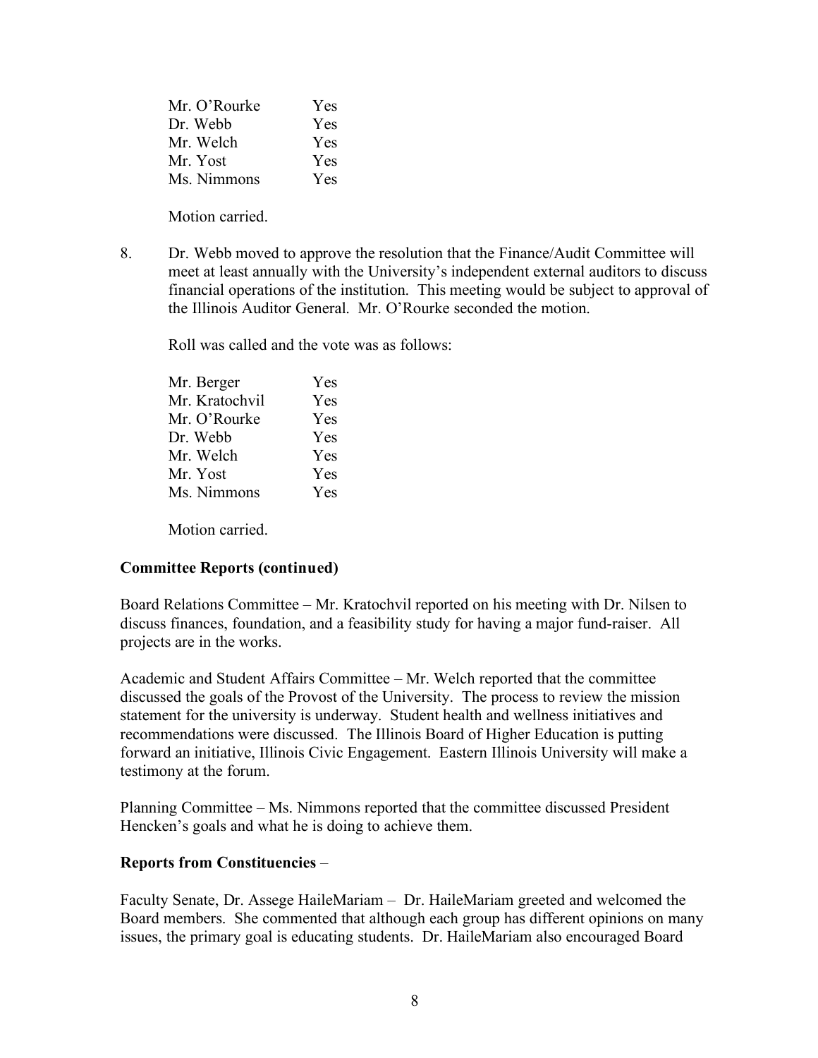| | |
|---|---|
| Mr. O'Rourke | Yes |
| Dr. Webb | Yes |
| Mr. Welch | Yes |
| Mr. Yost | Yes |
| Ms. Nimmons | Yes |

Motion carried.

8. Dr. Webb moved to approve the resolution that the Finance/Audit Committee will meet at least annually with the University's independent external auditors to discuss financial operations of the institution. This meeting would be subject to approval of the Illinois Auditor General. Mr. O'Rourke seconded the motion.

   Roll was called and the vote was as follows:

| | |
|---|---|
| Mr. Berger | Yes |
| Mr. Kratochvil | Yes |
| Mr. O'Rourke | Yes |
| Dr. Webb | Yes |
| Mr. Welch | Yes |
| Mr. Yost | Yes |
| Ms. Nimmons | Yes |

   Motion carried.

**Committee Reports (continued)**

Board Relations Committee – Mr. Kratochvil reported on his meeting with Dr. Nilsen to discuss finances, foundation, and a feasibility study for having a major fund-raiser. All projects are in the works.

Academic and Student Affairs Committee – Mr. Welch reported that the committee discussed the goals of the Provost of the University. The process to review the mission statement for the university is underway. Student health and wellness initiatives and recommendations were discussed. The Illinois Board of Higher Education is putting forward an initiative, Illinois Civic Engagement. Eastern Illinois University will make a testimony at the forum.

Planning Committee – Ms. Nimmons reported that the committee discussed President Hencken's goals and what he is doing to achieve them.

**Reports from Constituencies** –

Faculty Senate, Dr. Assege HaileMariam – Dr. HaileMariam greeted and welcomed the Board members. She commented that although each group has different opinions on many issues, the primary goal is educating students. Dr. HaileMariam also encouraged Board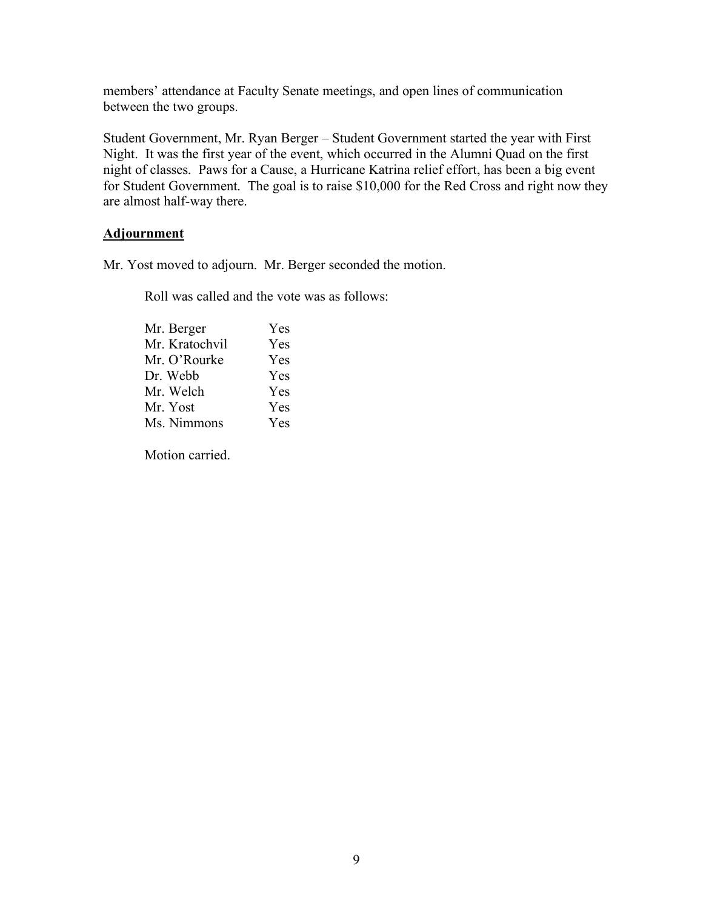members' attendance at Faculty Senate meetings, and open lines of communication between the two groups.

Student Government, Mr. Ryan Berger – Student Government started the year with First Night. It was the first year of the event, which occurred in the Alumni Quad on the first night of classes. Paws for a Cause, a Hurricane Katrina relief effort, has been a big event for Student Government. The goal is to raise $10,000 for the Red Cross and right now they are almost half-way there.

**Adjournment**

Mr. Yost moved to adjourn. Mr. Berger seconded the motion.

Roll was called and the vote was as follows:

| | |
|---|---|
| Mr. Berger | Yes |
| Mr. Kratochvil | Yes |
| Mr. O'Rourke | Yes |
| Dr. Webb | Yes |
| Mr. Welch | Yes |
| Mr. Yost | Yes |
| Ms. Nimmons | Yes |

Motion carried.